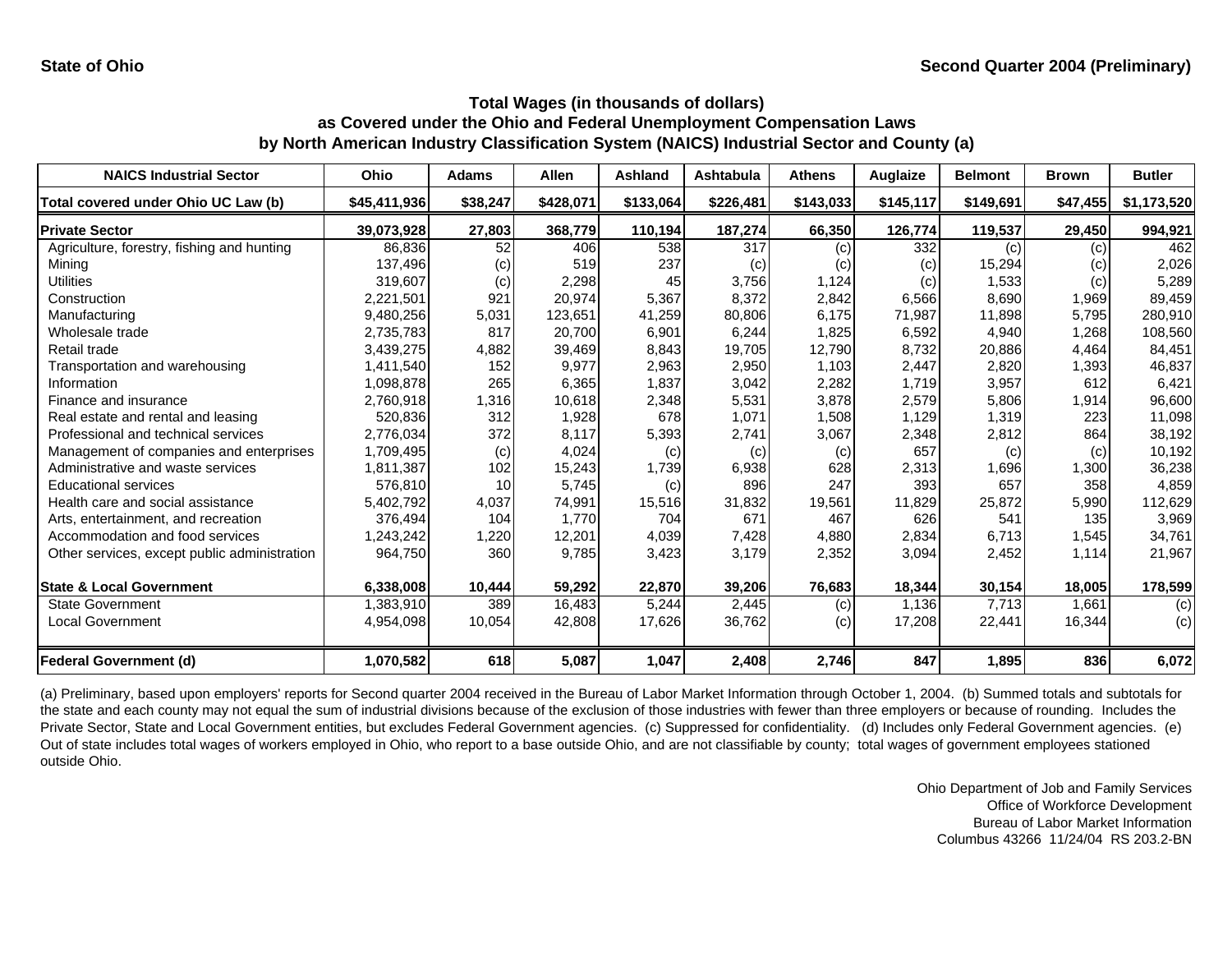**State of Ohio** | **Second Quarter 2004 (Preliminary)**

## Total Wages (in thousands of dollars) as Covered under the Ohio and Federal Unemployment Compensation Laws by North American Industry Classification System (NAICS) Industrial Sector and County (a)

| NAICS Industrial Sector | Ohio | Adams | Allen | Ashland | Ashtabula | Athens | Auglaize | Belmont | Brown | Butler |
|---|---|---|---|---|---|---|---|---|---|---|
| **Total covered under Ohio UC Law (b)** | **$45,411,936** | **$38,247** | **$428,071** | **$133,064** | **$226,481** | **$143,033** | **$145,117** | **$149,691** | **$47,455** | **$1,173,520** |
| **Private Sector** | **39,073,928** | **27,803** | **368,779** | **110,194** | **187,274** | **66,350** | **126,774** | **119,537** | **29,450** | **994,921** |
| Agriculture, forestry, fishing and hunting | 86,836 | 52 | 406 | 538 | 317 | (c) | 332 | (c) | (c) | 462 |
| Mining | 137,496 | (c) | 519 | 237 | (c) | (c) | (c) | 15,294 | (c) | 2,026 |
| Utilities | 319,607 | (c) | 2,298 | 45 | 3,756 | 1,124 | (c) | 1,533 | (c) | 5,289 |
| Construction | 2,221,501 | 921 | 20,974 | 5,367 | 8,372 | 2,842 | 6,566 | 8,690 | 1,969 | 89,459 |
| Manufacturing | 9,480,256 | 5,031 | 123,651 | 41,259 | 80,806 | 6,175 | 71,987 | 11,898 | 5,795 | 280,910 |
| Wholesale trade | 2,735,783 | 817 | 20,700 | 6,901 | 6,244 | 1,825 | 6,592 | 4,940 | 1,268 | 108,560 |
| Retail trade | 3,439,275 | 4,882 | 39,469 | 8,843 | 19,705 | 12,790 | 8,732 | 20,886 | 4,464 | 84,451 |
| Transportation and warehousing | 1,411,540 | 152 | 9,977 | 2,963 | 2,950 | 1,103 | 2,447 | 2,820 | 1,393 | 46,837 |
| Information | 1,098,878 | 265 | 6,365 | 1,837 | 3,042 | 2,282 | 1,719 | 3,957 | 612 | 6,421 |
| Finance and insurance | 2,760,918 | 1,316 | 10,618 | 2,348 | 5,531 | 3,878 | 2,579 | 5,806 | 1,914 | 96,600 |
| Real estate and rental and leasing | 520,836 | 312 | 1,928 | 678 | 1,071 | 1,508 | 1,129 | 1,319 | 223 | 11,098 |
| Professional and technical services | 2,776,034 | 372 | 8,117 | 5,393 | 2,741 | 3,067 | 2,348 | 2,812 | 864 | 38,192 |
| Management of companies and enterprises | 1,709,495 | (c) | 4,024 | (c) | (c) | (c) | 657 | (c) | (c) | 10,192 |
| Administrative and waste services | 1,811,387 | 102 | 15,243 | 1,739 | 6,938 | 628 | 2,313 | 1,696 | 1,300 | 36,238 |
| Educational services | 576,810 | 10 | 5,745 | (c) | 896 | 247 | 393 | 657 | 358 | 4,859 |
| Health care and social assistance | 5,402,792 | 4,037 | 74,991 | 15,516 | 31,832 | 19,561 | 11,829 | 25,872 | 5,990 | 112,629 |
| Arts, entertainment, and recreation | 376,494 | 104 | 1,770 | 704 | 671 | 467 | 626 | 541 | 135 | 3,969 |
| Accommodation and food services | 1,243,242 | 1,220 | 12,201 | 4,039 | 7,428 | 4,880 | 2,834 | 6,713 | 1,545 | 34,761 |
| Other services, except public administration | 964,750 | 360 | 9,785 | 3,423 | 3,179 | 2,352 | 3,094 | 2,452 | 1,114 | 21,967 |
| **State & Local Government** | **6,338,008** | **10,444** | **59,292** | **22,870** | **39,206** | **76,683** | **18,344** | **30,154** | **18,005** | **178,599** |
| State Government | 1,383,910 | 389 | 16,483 | 5,244 | 2,445 | (c) | 1,136 | 7,713 | 1,661 | (c) |
| Local Government | 4,954,098 | 10,054 | 42,808 | 17,626 | 36,762 | (c) | 17,208 | 22,441 | 16,344 | (c) |
| **Federal Government (d)** | **1,070,582** | **618** | **5,087** | **1,047** | **2,408** | **2,746** | **847** | **1,895** | **836** | **6,072** |

(a) Preliminary, based upon employers' reports for Second quarter 2004 received in the Bureau of Labor Market Information through October 1, 2004. (b) Summed totals and subtotals for the state and each county may not equal the sum of industrial divisions because of the exclusion of those industries with fewer than three employers or because of rounding. Includes the Private Sector, State and Local Government entities, but excludes Federal Government agencies. (c) Suppressed for confidentiality. (d) Includes only Federal Government agencies. (e) Out of state includes total wages of workers employed in Ohio, who report to a base outside Ohio, and are not classifiable by county; total wages of government employees stationed outside Ohio.

Ohio Department of Job and Family Services
Office of Workforce Development
Bureau of Labor Market Information
Columbus 43266 11/24/04 RS 203.2-BN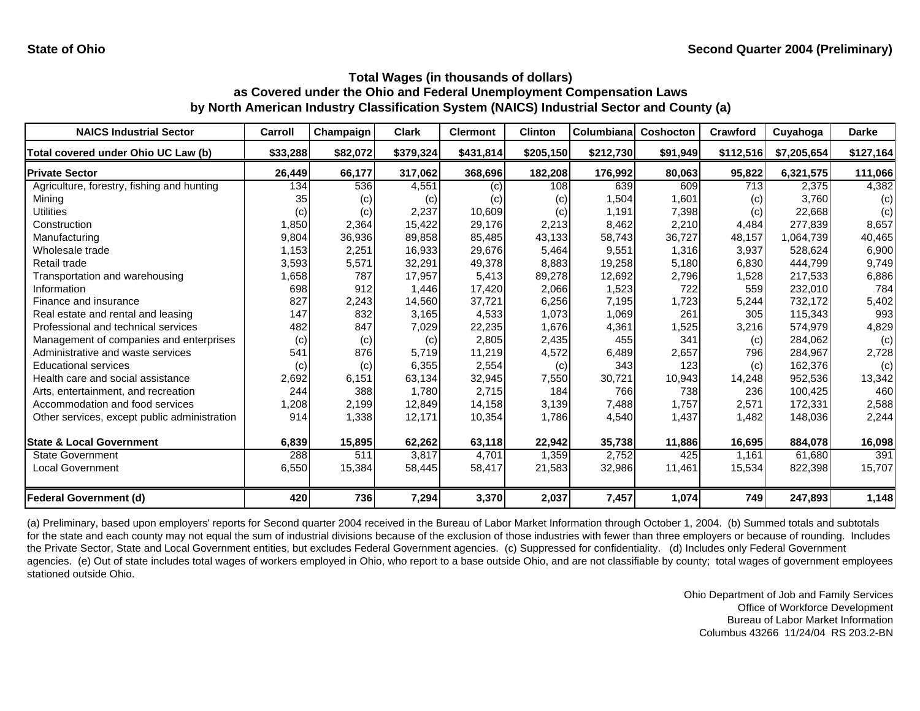**State of Ohio** **Second Quarter 2004 (Preliminary)**

### Total Wages (in thousands of dollars) as Covered under the Ohio and Federal Unemployment Compensation Laws by North American Industry Classification System (NAICS) Industrial Sector and County (a)

| NAICS Industrial Sector | Carroll | Champaign | Clark | Clermont | Clinton | Columbiana | Coshocton | Crawford | Cuyahoga | Darke |
|---|---|---|---|---|---|---|---|---|---|---|
| Total covered under Ohio UC Law (b) | $33,288 | $82,072 | $379,324 | $431,814 | $205,150 | $212,730 | $91,949 | $112,516 | $7,205,654 | $127,164 |
| **Private Sector** | **26,449** | **66,177** | **317,062** | **368,696** | **182,208** | **176,992** | **80,063** | **95,822** | **6,321,575** | **111,066** |
| Agriculture, forestry, fishing and hunting | 134 | 536 | 4,551 | (c) | 108 | 639 | 609 | 713 | 2,375 | 4,382 |
| Mining | 35 | (c) | (c) | (c) | (c) | 1,504 | 1,601 | (c) | 3,760 | (c) |
| Utilities | (c) | (c) | 2,237 | 10,609 | (c) | 1,191 | 7,398 | (c) | 22,668 | (c) |
| Construction | 1,850 | 2,364 | 15,422 | 29,176 | 2,213 | 8,462 | 2,210 | 4,484 | 277,839 | 8,657 |
| Manufacturing | 9,804 | 36,936 | 89,858 | 85,485 | 43,133 | 58,743 | 36,727 | 48,157 | 1,064,739 | 40,465 |
| Wholesale trade | 1,153 | 2,251 | 16,933 | 29,676 | 5,464 | 9,551 | 1,316 | 3,937 | 528,624 | 6,900 |
| Retail trade | 3,593 | 5,571 | 32,291 | 49,378 | 8,883 | 19,258 | 5,180 | 6,830 | 444,799 | 9,749 |
| Transportation and warehousing | 1,658 | 787 | 17,957 | 5,413 | 89,278 | 12,692 | 2,796 | 1,528 | 217,533 | 6,886 |
| Information | 698 | 912 | 1,446 | 17,420 | 2,066 | 1,523 | 722 | 559 | 232,010 | 784 |
| Finance and insurance | 827 | 2,243 | 14,560 | 37,721 | 6,256 | 7,195 | 1,723 | 5,244 | 732,172 | 5,402 |
| Real estate and rental and leasing | 147 | 832 | 3,165 | 4,533 | 1,073 | 1,069 | 261 | 305 | 115,343 | 993 |
| Professional and technical services | 482 | 847 | 7,029 | 22,235 | 1,676 | 4,361 | 1,525 | 3,216 | 574,979 | 4,829 |
| Management of companies and enterprises | (c) | (c) | (c) | 2,805 | 2,435 | 455 | 341 | (c) | 284,062 | (c) |
| Administrative and waste services | 541 | 876 | 5,719 | 11,219 | 4,572 | 6,489 | 2,657 | 796 | 284,967 | 2,728 |
| Educational services | (c) | (c) | 6,355 | 2,554 | (c) | 343 | 123 | (c) | 162,376 | (c) |
| Health care and social assistance | 2,692 | 6,151 | 63,134 | 32,945 | 7,550 | 30,721 | 10,943 | 14,248 | 952,536 | 13,342 |
| Arts, entertainment, and recreation | 244 | 388 | 1,780 | 2,715 | 184 | 766 | 738 | 236 | 100,425 | 460 |
| Accommodation and food services | 1,208 | 2,199 | 12,849 | 14,158 | 3,139 | 7,488 | 1,757 | 2,571 | 172,331 | 2,588 |
| Other services, except public administration | 914 | 1,338 | 12,171 | 10,354 | 1,786 | 4,540 | 1,437 | 1,482 | 148,036 | 2,244 |
| **State & Local Government** | **6,839** | **15,895** | **62,262** | **63,118** | **22,942** | **35,738** | **11,886** | **16,695** | **884,078** | **16,098** |
| State Government | 288 | 511 | 3,817 | 4,701 | 1,359 | 2,752 | 425 | 1,161 | 61,680 | 391 |
| Local Government | 6,550 | 15,384 | 58,445 | 58,417 | 21,583 | 32,986 | 11,461 | 15,534 | 822,398 | 15,707 |
| **Federal Government (d)** | **420** | **736** | **7,294** | **3,370** | **2,037** | **7,457** | **1,074** | **749** | **247,893** | **1,148** |

(a) Preliminary, based upon employers' reports for Second quarter 2004 received in the Bureau of Labor Market Information through October 1, 2004. (b) Summed totals and subtotals for the state and each county may not equal the sum of industrial divisions because of the exclusion of those industries with fewer than three employers or because of rounding. Includes the Private Sector, State and Local Government entities, but excludes Federal Government agencies. (c) Suppressed for confidentiality. (d) Includes only Federal Government agencies. (e) Out of state includes total wages of workers employed in Ohio, who report to a base outside Ohio, and are not classifiable by county; total wages of government employees stationed outside Ohio.

Ohio Department of Job and Family Services
Office of Workforce Development
Bureau of Labor Market Information
Columbus 43266 11/24/04 RS 203.2-BN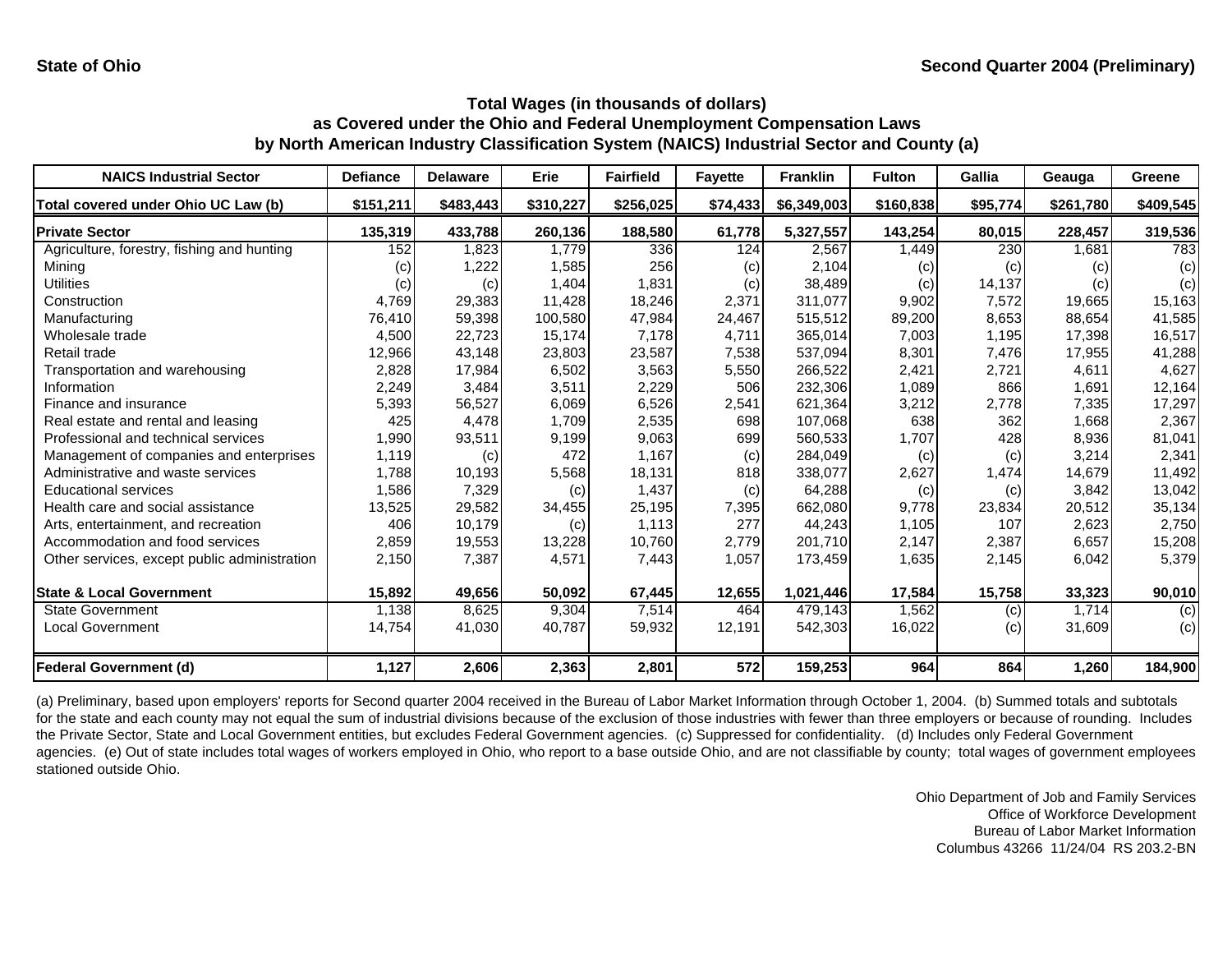State of Ohio

Second Quarter 2004 (Preliminary)

## Total Wages (in thousands of dollars) as Covered under the Ohio and Federal Unemployment Compensation Laws by North American Industry Classification System (NAICS) Industrial Sector and County (a)

| NAICS Industrial Sector | Defiance | Delaware | Erie | Fairfield | Fayette | Franklin | Fulton | Gallia | Geauga | Greene |
|---|---|---|---|---|---|---|---|---|---|---|
| **Total covered under Ohio UC Law (b)** | **$151,211** | **$483,443** | **$310,227** | **$256,025** | **$74,433** | **$6,349,003** | **$160,838** | **$95,774** | **$261,780** | **$409,545** |
| **Private Sector** | **135,319** | **433,788** | **260,136** | **188,580** | **61,778** | **5,327,557** | **143,254** | **80,015** | **228,457** | **319,536** |
| Agriculture, forestry, fishing and hunting | 152 | 1,823 | 1,779 | 336 | 124 | 2,567 | 1,449 | 230 | 1,681 | 783 |
| Mining | (c) | 1,222 | 1,585 | 256 | (c) | 2,104 | (c) | (c) | (c) | (c) |
| Utilities | (c) | (c) | 1,404 | 1,831 | (c) | 38,489 | (c) | 14,137 | (c) | (c) |
| Construction | 4,769 | 29,383 | 11,428 | 18,246 | 2,371 | 311,077 | 9,902 | 7,572 | 19,665 | 15,163 |
| Manufacturing | 76,410 | 59,398 | 100,580 | 47,984 | 24,467 | 515,512 | 89,200 | 8,653 | 88,654 | 41,585 |
| Wholesale trade | 4,500 | 22,723 | 15,174 | 7,178 | 4,711 | 365,014 | 7,003 | 1,195 | 17,398 | 16,517 |
| Retail trade | 12,966 | 43,148 | 23,803 | 23,587 | 7,538 | 537,094 | 8,301 | 7,476 | 17,955 | 41,288 |
| Transportation and warehousing | 2,828 | 17,984 | 6,502 | 3,563 | 5,550 | 266,522 | 2,421 | 2,721 | 4,611 | 4,627 |
| Information | 2,249 | 3,484 | 3,511 | 2,229 | 506 | 232,306 | 1,089 | 866 | 1,691 | 12,164 |
| Finance and insurance | 5,393 | 56,527 | 6,069 | 6,526 | 2,541 | 621,364 | 3,212 | 2,778 | 7,335 | 17,297 |
| Real estate and rental and leasing | 425 | 4,478 | 1,709 | 2,535 | 698 | 107,068 | 638 | 362 | 1,668 | 2,367 |
| Professional and technical services | 1,990 | 93,511 | 9,199 | 9,063 | 699 | 560,533 | 1,707 | 428 | 8,936 | 81,041 |
| Management of companies and enterprises | 1,119 | (c) | 472 | 1,167 | (c) | 284,049 | (c) | (c) | 3,214 | 2,341 |
| Administrative and waste services | 1,788 | 10,193 | 5,568 | 18,131 | 818 | 338,077 | 2,627 | 1,474 | 14,679 | 11,492 |
| Educational services | 1,586 | 7,329 | (c) | 1,437 | (c) | 64,288 | (c) | (c) | 3,842 | 13,042 |
| Health care and social assistance | 13,525 | 29,582 | 34,455 | 25,195 | 7,395 | 662,080 | 9,778 | 23,834 | 20,512 | 35,134 |
| Arts, entertainment, and recreation | 406 | 10,179 | (c) | 1,113 | 277 | 44,243 | 1,105 | 107 | 2,623 | 2,750 |
| Accommodation and food services | 2,859 | 19,553 | 13,228 | 10,760 | 2,779 | 201,710 | 2,147 | 2,387 | 6,657 | 15,208 |
| Other services, except public administration | 2,150 | 7,387 | 4,571 | 7,443 | 1,057 | 173,459 | 1,635 | 2,145 | 6,042 | 5,379 |
| **State & Local Government** | **15,892** | **49,656** | **50,092** | **67,445** | **12,655** | **1,021,446** | **17,584** | **15,758** | **33,323** | **90,010** |
| State Government | 1,138 | 8,625 | 9,304 | 7,514 | 464 | 479,143 | 1,562 | (c) | 1,714 | (c) |
| Local Government | 14,754 | 41,030 | 40,787 | 59,932 | 12,191 | 542,303 | 16,022 | (c) | 31,609 | (c) |
| **Federal Government (d)** | **1,127** | **2,606** | **2,363** | **2,801** | **572** | **159,253** | **964** | **864** | **1,260** | **184,900** |

(a) Preliminary, based upon employers' reports for Second quarter 2004 received in the Bureau of Labor Market Information through October 1, 2004. (b) Summed totals and subtotals for the state and each county may not equal the sum of industrial divisions because of the exclusion of those industries with fewer than three employers or because of rounding. Includes the Private Sector, State and Local Government entities, but excludes Federal Government agencies. (c) Suppressed for confidentiality. (d) Includes only Federal Government agencies. (e) Out of state includes total wages of workers employed in Ohio, who report to a base outside Ohio, and are not classifiable by county; total wages of government employees stationed outside Ohio.

Ohio Department of Job and Family Services
Office of Workforce Development
Bureau of Labor Market Information
Columbus 43266 11/24/04 RS 203.2-BN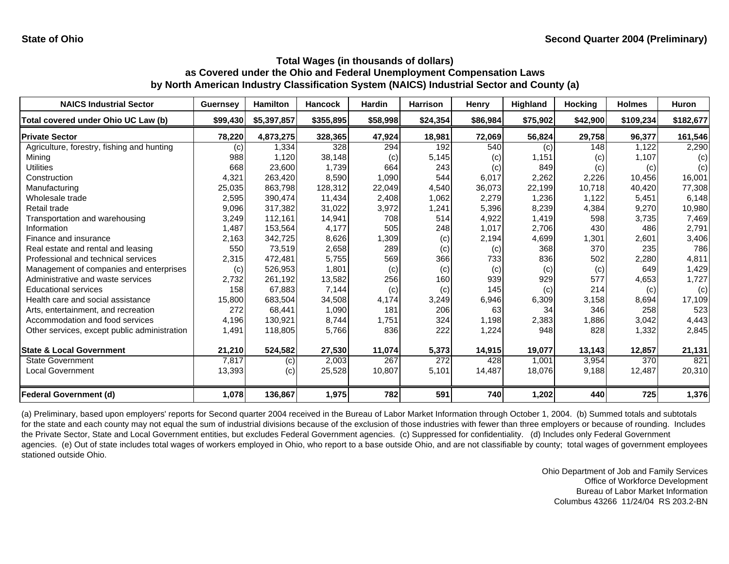State of Ohio

Second Quarter 2004 (Preliminary)

## Total Wages (in thousands of dollars) as Covered under the Ohio and Federal Unemployment Compensation Laws by North American Industry Classification System (NAICS) Industrial Sector and County (a)

| NAICS Industrial Sector | Guernsey | Hamilton | Hancock | Hardin | Harrison | Henry | Highland | Hocking | Holmes | Huron |
|---|---|---|---|---|---|---|---|---|---|---|
| **Total covered under Ohio UC Law (b)** | **$99,430** | **$5,397,857** | **$355,895** | **$58,998** | **$24,354** | **$86,984** | **$75,902** | **$42,900** | **$109,234** | **$182,677** |
| **Private Sector** | **78,220** | **4,873,275** | **328,365** | **47,924** | **18,981** | **72,069** | **56,824** | **29,758** | **96,377** | **161,546** |
| Agriculture, forestry, fishing and hunting | (c) | 1,334 | 328 | 294 | 192 | 540 | (c) | 148 | 1,122 | 2,290 |
| Mining | 988 | 1,120 | 38,148 | (c) | 5,145 | (c) | 1,151 | (c) | 1,107 | (c) |
| Utilities | 668 | 23,600 | 1,739 | 664 | 243 | (c) | 849 | (c) | (c) | (c) |
| Construction | 4,321 | 263,420 | 8,590 | 1,090 | 544 | 6,017 | 2,262 | 2,226 | 10,456 | 16,001 |
| Manufacturing | 25,035 | 863,798 | 128,312 | 22,049 | 4,540 | 36,073 | 22,199 | 10,718 | 40,420 | 77,308 |
| Wholesale trade | 2,595 | 390,474 | 11,434 | 2,408 | 1,062 | 2,279 | 1,236 | 1,122 | 5,451 | 6,148 |
| Retail trade | 9,096 | 317,382 | 31,022 | 3,972 | 1,241 | 5,396 | 8,239 | 4,384 | 9,270 | 10,980 |
| Transportation and warehousing | 3,249 | 112,161 | 14,941 | 708 | 514 | 4,922 | 1,419 | 598 | 3,735 | 7,469 |
| Information | 1,487 | 153,564 | 4,177 | 505 | 248 | 1,017 | 2,706 | 430 | 486 | 2,791 |
| Finance and insurance | 2,163 | 342,725 | 8,626 | 1,309 | (c) | 2,194 | 4,699 | 1,301 | 2,601 | 3,406 |
| Real estate and rental and leasing | 550 | 73,519 | 2,658 | 289 | (c) | (c) | 368 | 370 | 235 | 786 |
| Professional and technical services | 2,315 | 472,481 | 5,755 | 569 | 366 | 733 | 836 | 502 | 2,280 | 4,811 |
| Management of companies and enterprises | (c) | 526,953 | 1,801 | (c) | (c) | (c) | (c) | (c) | 649 | 1,429 |
| Administrative and waste services | 2,732 | 261,192 | 13,582 | 256 | 160 | 939 | 929 | 577 | 4,653 | 1,727 |
| Educational services | 158 | 67,883 | 7,144 | (c) | (c) | 145 | (c) | 214 | (c) | (c) |
| Health care and social assistance | 15,800 | 683,504 | 34,508 | 4,174 | 3,249 | 6,946 | 6,309 | 3,158 | 8,694 | 17,109 |
| Arts, entertainment, and recreation | 272 | 68,441 | 1,090 | 181 | 206 | 63 | 34 | 346 | 258 | 523 |
| Accommodation and food services | 4,196 | 130,921 | 8,744 | 1,751 | 324 | 1,198 | 2,383 | 1,886 | 3,042 | 4,443 |
| Other services, except public administration | 1,491 | 118,805 | 5,766 | 836 | 222 | 1,224 | 948 | 828 | 1,332 | 2,845 |
| **State & Local Government** | **21,210** | **524,582** | **27,530** | **11,074** | **5,373** | **14,915** | **19,077** | **13,143** | **12,857** | **21,131** |
| State Government | 7,817 | (c) | 2,003 | 267 | 272 | 428 | 1,001 | 3,954 | 370 | 821 |
| Local Government | 13,393 | (c) | 25,528 | 10,807 | 5,101 | 14,487 | 18,076 | 9,188 | 12,487 | 20,310 |
| **Federal Government (d)** | **1,078** | **136,867** | **1,975** | **782** | **591** | **740** | **1,202** | **440** | **725** | **1,376** |

(a) Preliminary, based upon employers' reports for Second quarter 2004 received in the Bureau of Labor Market Information through October 1, 2004. (b) Summed totals and subtotals for the state and each county may not equal the sum of industrial divisions because of the exclusion of those industries with fewer than three employers or because of rounding. Includes the Private Sector, State and Local Government entities, but excludes Federal Government agencies. (c) Suppressed for confidentiality. (d) Includes only Federal Government agencies. (e) Out of state includes total wages of workers employed in Ohio, who report to a base outside Ohio, and are not classifiable by county; total wages of government employees stationed outside Ohio.

Ohio Department of Job and Family Services
Office of Workforce Development
Bureau of Labor Market Information
Columbus 43266 11/24/04 RS 203.2-BN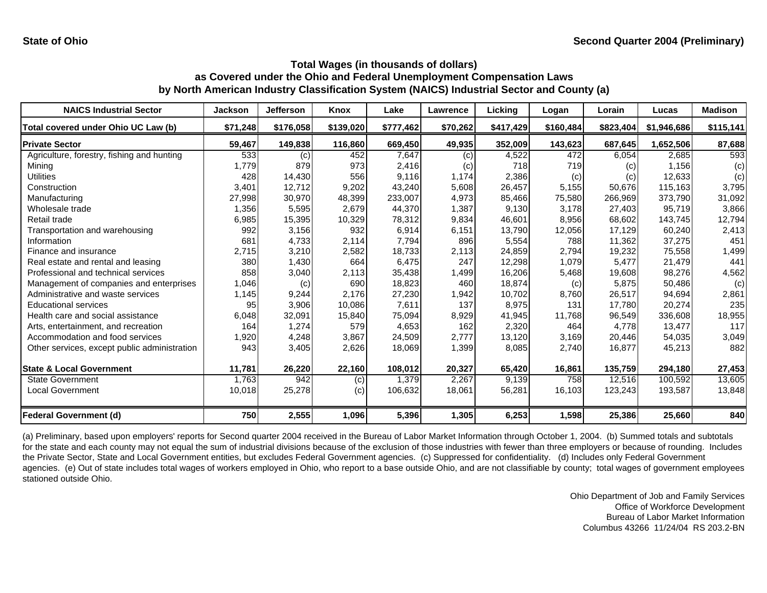State of Ohio

Second Quarter 2004 (Preliminary)

## Total Wages (in thousands of dollars) as Covered under the Ohio and Federal Unemployment Compensation Laws by North American Industry Classification System (NAICS) Industrial Sector and County (a)

| NAICS Industrial Sector | Jackson | Jefferson | Knox | Lake | Lawrence | Licking | Logan | Lorain | Lucas | Madison |
|---|---|---|---|---|---|---|---|---|---|---|
| **Total covered under Ohio UC Law (b)** | **$71,248** | **$176,058** | **$139,020** | **$777,462** | **$70,262** | **$417,429** | **$160,484** | **$823,404** | **$1,946,686** | **$115,141** |
| **Private Sector** | **59,467** | **149,838** | **116,860** | **669,450** | **49,935** | **352,009** | **143,623** | **687,645** | **1,652,506** | **87,688** |
| Agriculture, forestry, fishing and hunting | 533 | (c) | 452 | 7,647 | (c) | 4,522 | 472 | 6,054 | 2,685 | 593 |
| Mining | 1,779 | 879 | 973 | 2,416 | (c) | 718 | 719 | (c) | 1,156 | (c) |
| Utilities | 428 | 14,430 | 556 | 9,116 | 1,174 | 2,386 | (c) | (c) | 12,633 | (c) |
| Construction | 3,401 | 12,712 | 9,202 | 43,240 | 5,608 | 26,457 | 5,155 | 50,676 | 115,163 | 3,795 |
| Manufacturing | 27,998 | 30,970 | 48,399 | 233,007 | 4,973 | 85,466 | 75,580 | 266,969 | 373,790 | 31,092 |
| Wholesale trade | 1,356 | 5,595 | 2,679 | 44,370 | 1,387 | 9,130 | 3,178 | 27,403 | 95,719 | 3,866 |
| Retail trade | 6,985 | 15,395 | 10,329 | 78,312 | 9,834 | 46,601 | 8,956 | 68,602 | 143,745 | 12,794 |
| Transportation and warehousing | 992 | 3,156 | 932 | 6,914 | 6,151 | 13,790 | 12,056 | 17,129 | 60,240 | 2,413 |
| Information | 681 | 4,733 | 2,114 | 7,794 | 896 | 5,554 | 788 | 11,362 | 37,275 | 451 |
| Finance and insurance | 2,715 | 3,210 | 2,582 | 18,733 | 2,113 | 24,859 | 2,794 | 19,232 | 75,558 | 1,499 |
| Real estate and rental and leasing | 380 | 1,430 | 664 | 6,475 | 247 | 12,298 | 1,079 | 5,477 | 21,479 | 441 |
| Professional and technical services | 858 | 3,040 | 2,113 | 35,438 | 1,499 | 16,206 | 5,468 | 19,608 | 98,276 | 4,562 |
| Management of companies and enterprises | 1,046 | (c) | 690 | 18,823 | 460 | 18,874 | (c) | 5,875 | 50,486 | (c) |
| Administrative and waste services | 1,145 | 9,244 | 2,176 | 27,230 | 1,942 | 10,702 | 8,760 | 26,517 | 94,694 | 2,861 |
| Educational services | 95 | 3,906 | 10,086 | 7,611 | 137 | 8,975 | 131 | 17,780 | 20,274 | 235 |
| Health care and social assistance | 6,048 | 32,091 | 15,840 | 75,094 | 8,929 | 41,945 | 11,768 | 96,549 | 336,608 | 18,955 |
| Arts, entertainment, and recreation | 164 | 1,274 | 579 | 4,653 | 162 | 2,320 | 464 | 4,778 | 13,477 | 117 |
| Accommodation and food services | 1,920 | 4,248 | 3,867 | 24,509 | 2,777 | 13,120 | 3,169 | 20,446 | 54,035 | 3,049 |
| Other services, except public administration | 943 | 3,405 | 2,626 | 18,069 | 1,399 | 8,085 | 2,740 | 16,877 | 45,213 | 882 |
| **State & Local Government** | **11,781** | **26,220** | **22,160** | **108,012** | **20,327** | **65,420** | **16,861** | **135,759** | **294,180** | **27,453** |
| State Government | 1,763 | 942 | (c) | 1,379 | 2,267 | 9,139 | 758 | 12,516 | 100,592 | 13,605 |
| Local Government | 10,018 | 25,278 | (c) | 106,632 | 18,061 | 56,281 | 16,103 | 123,243 | 193,587 | 13,848 |
| **Federal Government (d)** | **750** | **2,555** | **1,096** | **5,396** | **1,305** | **6,253** | **1,598** | **25,386** | **25,660** | **840** |

(a) Preliminary, based upon employers' reports for Second quarter 2004 received in the Bureau of Labor Market Information through October 1, 2004. (b) Summed totals and subtotals for the state and each county may not equal the sum of industrial divisions because of the exclusion of those industries with fewer than three employers or because of rounding. Includes the Private Sector, State and Local Government entities, but excludes Federal Government agencies. (c) Suppressed for confidentiality. (d) Includes only Federal Government agencies. (e) Out of state includes total wages of workers employed in Ohio, who report to a base outside Ohio, and are not classifiable by county; total wages of government employees stationed outside Ohio.

Ohio Department of Job and Family Services
Office of Workforce Development
Bureau of Labor Market Information
Columbus 43266 11/24/04 RS 203.2-BN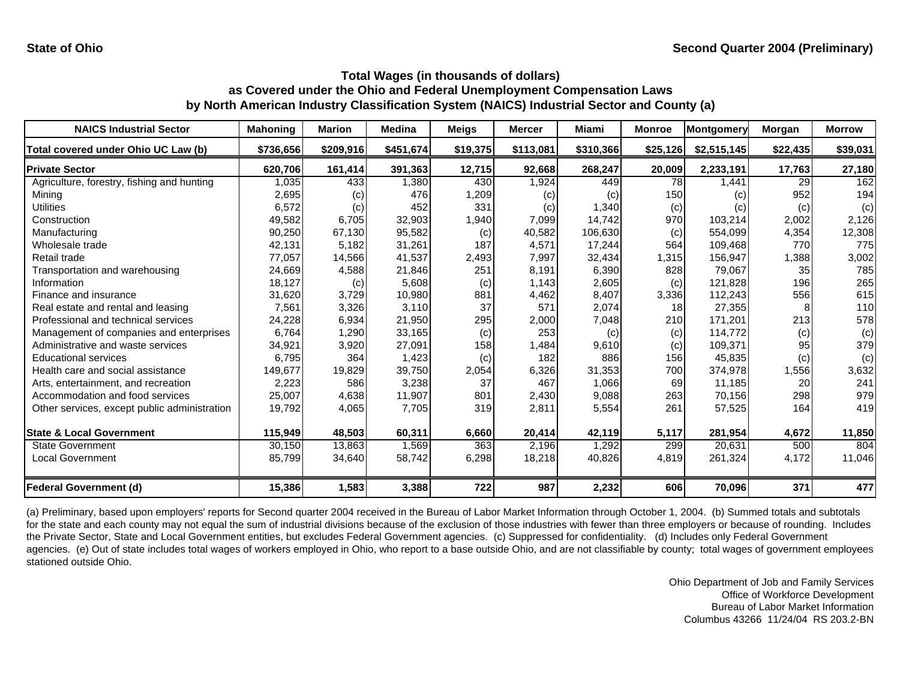State of Ohio

Second Quarter 2004 (Preliminary)

## Total Wages (in thousands of dollars)
## as Covered under the Ohio and Federal Unemployment Compensation Laws
## by North American Industry Classification System (NAICS) Industrial Sector and County (a)

| NAICS Industrial Sector | Mahoning | Marion | Medina | Meigs | Mercer | Miami | Monroe | Montgomery | Morgan | Morrow |
|---|---|---|---|---|---|---|---|---|---|---|
| **Total covered under Ohio UC Law (b)** | **$736,656** | **$209,916** | **$451,674** | **$19,375** | **$113,081** | **$310,366** | **$25,126** | **$2,515,145** | **$22,435** | **$39,031** |
| **Private Sector** | **620,706** | **161,414** | **391,363** | **12,715** | **92,668** | **268,247** | **20,009** | **2,233,191** | **17,763** | **27,180** |
| Agriculture, forestry, fishing and hunting | 1,035 | 433 | 1,380 | 430 | 1,924 | 449 | 78 | 1,441 | 29 | 162 |
| Mining | 2,695 | (c) | 476 | 1,209 | (c) | (c) | 150 | (c) | 952 | 194 |
| Utilities | 6,572 | (c) | 452 | 331 | (c) | 1,340 | (c) | (c) | (c) | (c) |
| Construction | 49,582 | 6,705 | 32,903 | 1,940 | 7,099 | 14,742 | 970 | 103,214 | 2,002 | 2,126 |
| Manufacturing | 90,250 | 67,130 | 95,582 | (c) | 40,582 | 106,630 | (c) | 554,099 | 4,354 | 12,308 |
| Wholesale trade | 42,131 | 5,182 | 31,261 | 187 | 4,571 | 17,244 | 564 | 109,468 | 770 | 775 |
| Retail trade | 77,057 | 14,566 | 41,537 | 2,493 | 7,997 | 32,434 | 1,315 | 156,947 | 1,388 | 3,002 |
| Transportation and warehousing | 24,669 | 4,588 | 21,846 | 251 | 8,191 | 6,390 | 828 | 79,067 | 35 | 785 |
| Information | 18,127 | (c) | 5,608 | (c) | 1,143 | 2,605 | (c) | 121,828 | 196 | 265 |
| Finance and insurance | 31,620 | 3,729 | 10,980 | 881 | 4,462 | 8,407 | 3,336 | 112,243 | 556 | 615 |
| Real estate and rental and leasing | 7,561 | 3,326 | 3,110 | 37 | 571 | 2,074 | 18 | 27,355 | 8 | 110 |
| Professional and technical services | 24,228 | 6,934 | 21,950 | 295 | 2,000 | 7,048 | 210 | 171,201 | 213 | 578 |
| Management of companies and enterprises | 6,764 | 1,290 | 33,165 | (c) | 253 | (c) | (c) | 114,772 | (c) | (c) |
| Administrative and waste services | 34,921 | 3,920 | 27,091 | 158 | 1,484 | 9,610 | (c) | 109,371 | 95 | 379 |
| Educational services | 6,795 | 364 | 1,423 | (c) | 182 | 886 | 156 | 45,835 | (c) | (c) |
| Health care and social assistance | 149,677 | 19,829 | 39,750 | 2,054 | 6,326 | 31,353 | 700 | 374,978 | 1,556 | 3,632 |
| Arts, entertainment, and recreation | 2,223 | 586 | 3,238 | 37 | 467 | 1,066 | 69 | 11,185 | 20 | 241 |
| Accommodation and food services | 25,007 | 4,638 | 11,907 | 801 | 2,430 | 9,088 | 263 | 70,156 | 298 | 979 |
| Other services, except public administration | 19,792 | 4,065 | 7,705 | 319 | 2,811 | 5,554 | 261 | 57,525 | 164 | 419 |
| **State & Local Government** | **115,949** | **48,503** | **60,311** | **6,660** | **20,414** | **42,119** | **5,117** | **281,954** | **4,672** | **11,850** |
| State Government | 30,150 | 13,863 | 1,569 | 363 | 2,196 | 1,292 | 299 | 20,631 | 500 | 804 |
| Local Government | 85,799 | 34,640 | 58,742 | 6,298 | 18,218 | 40,826 | 4,819 | 261,324 | 4,172 | 11,046 |
| **Federal Government (d)** | **15,386** | **1,583** | **3,388** | **722** | **987** | **2,232** | **606** | **70,096** | **371** | **477** |

(a) Preliminary, based upon employers' reports for Second quarter 2004 received in the Bureau of Labor Market Information through October 1, 2004. (b) Summed totals and subtotals for the state and each county may not equal the sum of industrial divisions because of the exclusion of those industries with fewer than three employers or because of rounding. Includes the Private Sector, State and Local Government entities, but excludes Federal Government agencies. (c) Suppressed for confidentiality. (d) Includes only Federal Government agencies. (e) Out of state includes total wages of workers employed in Ohio, who report to a base outside Ohio, and are not classifiable by county; total wages of government employees stationed outside Ohio.

Ohio Department of Job and Family Services
Office of Workforce Development
Bureau of Labor Market Information
Columbus 43266 11/24/04 RS 203.2-BN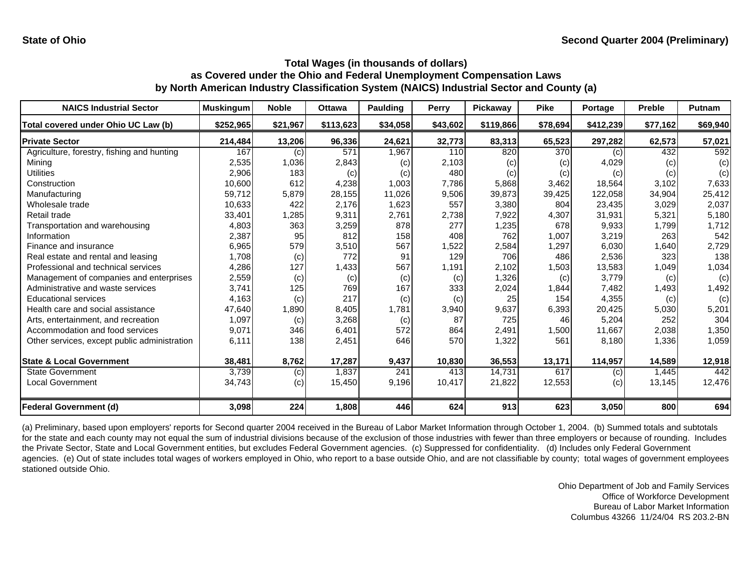State of Ohio | Second Quarter 2004 (Preliminary)

## Total Wages (in thousands of dollars) as Covered under the Ohio and Federal Unemployment Compensation Laws by North American Industry Classification System (NAICS) Industrial Sector and County (a)

| NAICS Industrial Sector | Muskingum | Noble | Ottawa | Paulding | Perry | Pickaway | Pike | Portage | Preble | Putnam |
|---|---|---|---|---|---|---|---|---|---|---|
| **Total covered under Ohio UC Law (b)** | **$252,965** | **$21,967** | **$113,623** | **$34,058** | **$43,602** | **$119,866** | **$78,694** | **$412,239** | **$77,162** | **$69,940** |
| **Private Sector** | **214,484** | **13,206** | **96,336** | **24,621** | **32,773** | **83,313** | **65,523** | **297,282** | **62,573** | **57,021** |
| Agriculture, forestry, fishing and hunting | 167 | (c) | 571 | 1,967 | 110 | 820 | 370 | (c) | 432 | 592 |
| Mining | 2,535 | 1,036 | 2,843 | (c) | 2,103 | (c) | (c) | 4,029 | (c) | (c) |
| Utilities | 2,906 | 183 | (c) | (c) | 480 | (c) | (c) | (c) | (c) | (c) |
| Construction | 10,600 | 612 | 4,238 | 1,003 | 7,786 | 5,868 | 3,462 | 18,564 | 3,102 | 7,633 |
| Manufacturing | 59,712 | 5,879 | 28,155 | 11,026 | 9,506 | 39,873 | 39,425 | 122,058 | 34,904 | 25,412 |
| Wholesale trade | 10,633 | 422 | 2,176 | 1,623 | 557 | 3,380 | 804 | 23,435 | 3,029 | 2,037 |
| Retail trade | 33,401 | 1,285 | 9,311 | 2,761 | 2,738 | 7,922 | 4,307 | 31,931 | 5,321 | 5,180 |
| Transportation and warehousing | 4,803 | 363 | 3,259 | 878 | 277 | 1,235 | 678 | 9,933 | 1,799 | 1,712 |
| Information | 2,387 | 95 | 812 | 158 | 408 | 762 | 1,007 | 3,219 | 263 | 542 |
| Finance and insurance | 6,965 | 579 | 3,510 | 567 | 1,522 | 2,584 | 1,297 | 6,030 | 1,640 | 2,729 |
| Real estate and rental and leasing | 1,708 | (c) | 772 | 91 | 129 | 706 | 486 | 2,536 | 323 | 138 |
| Professional and technical services | 4,286 | 127 | 1,433 | 567 | 1,191 | 2,102 | 1,503 | 13,583 | 1,049 | 1,034 |
| Management of companies and enterprises | 2,559 | (c) | (c) | (c) | (c) | 1,326 | (c) | 3,779 | (c) | (c) |
| Administrative and waste services | 3,741 | 125 | 769 | 167 | 333 | 2,024 | 1,844 | 7,482 | 1,493 | 1,492 |
| Educational services | 4,163 | (c) | 217 | (c) | (c) | 25 | 154 | 4,355 | (c) | (c) |
| Health care and social assistance | 47,640 | 1,890 | 8,405 | 1,781 | 3,940 | 9,637 | 6,393 | 20,425 | 5,030 | 5,201 |
| Arts, entertainment, and recreation | 1,097 | (c) | 3,268 | (c) | 87 | 725 | 46 | 5,204 | 252 | 304 |
| Accommodation and food services | 9,071 | 346 | 6,401 | 572 | 864 | 2,491 | 1,500 | 11,667 | 2,038 | 1,350 |
| Other services, except public administration | 6,111 | 138 | 2,451 | 646 | 570 | 1,322 | 561 | 8,180 | 1,336 | 1,059 |
| **State & Local Government** | **38,481** | **8,762** | **17,287** | **9,437** | **10,830** | **36,553** | **13,171** | **114,957** | **14,589** | **12,918** |
| State Government | 3,739 | (c) | 1,837 | 241 | 413 | 14,731 | 617 | (c) | 1,445 | 442 |
| Local Government | 34,743 | (c) | 15,450 | 9,196 | 10,417 | 21,822 | 12,553 | (c) | 13,145 | 12,476 |
| **Federal Government (d)** | **3,098** | **224** | **1,808** | **446** | **624** | **913** | **623** | **3,050** | **800** | **694** |

(a) Preliminary, based upon employers' reports for Second quarter 2004 received in the Bureau of Labor Market Information through October 1, 2004. (b) Summed totals and subtotals for the state and each county may not equal the sum of industrial divisions because of the exclusion of those industries with fewer than three employers or because of rounding. Includes the Private Sector, State and Local Government entities, but excludes Federal Government agencies. (c) Suppressed for confidentiality. (d) Includes only Federal Government agencies. (e) Out of state includes total wages of workers employed in Ohio, who report to a base outside Ohio, and are not classifiable by county; total wages of government employees stationed outside Ohio.

Ohio Department of Job and Family Services
Office of Workforce Development
Bureau of Labor Market Information
Columbus 43266 11/24/04 RS 203.2-BN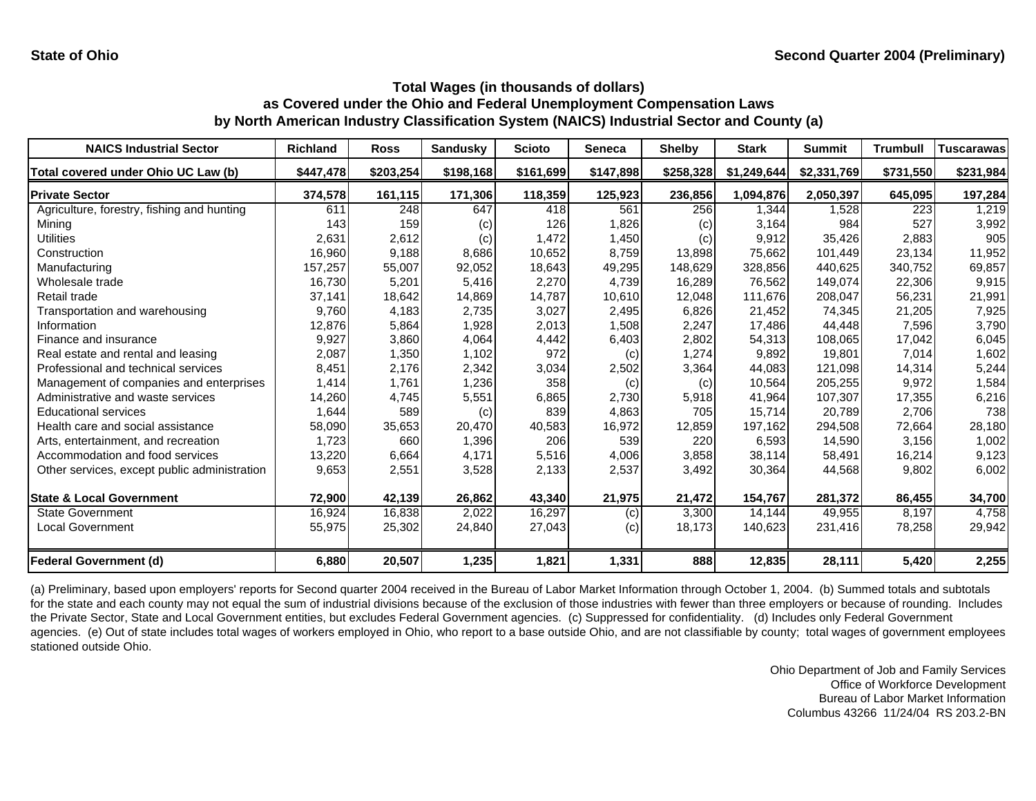**State of Ohio** | **Second Quarter 2004 (Preliminary)**

### Total Wages (in thousands of dollars)
### as Covered under the Ohio and Federal Unemployment Compensation Laws
### by North American Industry Classification System (NAICS) Industrial Sector and County (a)

| NAICS Industrial Sector | Richland | Ross | Sandusky | Scioto | Seneca | Shelby | Stark | Summit | Trumbull | Tuscarawas |
|---|---|---|---|---|---|---|---|---|---|---|
| **Total covered under Ohio UC Law (b)** | **$447,478** | **$203,254** | **$198,168** | **$161,699** | **$147,898** | **$258,328** | **$1,249,644** | **$2,331,769** | **$731,550** | **$231,984** |
| **Private Sector** | **374,578** | **161,115** | **171,306** | **118,359** | **125,923** | **236,856** | **1,094,876** | **2,050,397** | **645,095** | **197,284** |
| Agriculture, forestry, fishing and hunting | 611 | 248 | 647 | 418 | 561 | 256 | 1,344 | 1,528 | 223 | 1,219 |
| Mining | 143 | 159 | (c) | 126 | 1,826 | (c) | 3,164 | 984 | 527 | 3,992 |
| Utilities | 2,631 | 2,612 | (c) | 1,472 | 1,450 | (c) | 9,912 | 35,426 | 2,883 | 905 |
| Construction | 16,960 | 9,188 | 8,686 | 10,652 | 8,759 | 13,898 | 75,662 | 101,449 | 23,134 | 11,952 |
| Manufacturing | 157,257 | 55,007 | 92,052 | 18,643 | 49,295 | 148,629 | 328,856 | 440,625 | 340,752 | 69,857 |
| Wholesale trade | 16,730 | 5,201 | 5,416 | 2,270 | 4,739 | 16,289 | 76,562 | 149,074 | 22,306 | 9,915 |
| Retail trade | 37,141 | 18,642 | 14,869 | 14,787 | 10,610 | 12,048 | 111,676 | 208,047 | 56,231 | 21,991 |
| Transportation and warehousing | 9,760 | 4,183 | 2,735 | 3,027 | 2,495 | 6,826 | 21,452 | 74,345 | 21,205 | 7,925 |
| Information | 12,876 | 5,864 | 1,928 | 2,013 | 1,508 | 2,247 | 17,486 | 44,448 | 7,596 | 3,790 |
| Finance and insurance | 9,927 | 3,860 | 4,064 | 4,442 | 6,403 | 2,802 | 54,313 | 108,065 | 17,042 | 6,045 |
| Real estate and rental and leasing | 2,087 | 1,350 | 1,102 | 972 | (c) | 1,274 | 9,892 | 19,801 | 7,014 | 1,602 |
| Professional and technical services | 8,451 | 2,176 | 2,342 | 3,034 | 2,502 | 3,364 | 44,083 | 121,098 | 14,314 | 5,244 |
| Management of companies and enterprises | 1,414 | 1,761 | 1,236 | 358 | (c) | (c) | 10,564 | 205,255 | 9,972 | 1,584 |
| Administrative and waste services | 14,260 | 4,745 | 5,551 | 6,865 | 2,730 | 5,918 | 41,964 | 107,307 | 17,355 | 6,216 |
| Educational services | 1,644 | 589 | (c) | 839 | 4,863 | 705 | 15,714 | 20,789 | 2,706 | 738 |
| Health care and social assistance | 58,090 | 35,653 | 20,470 | 40,583 | 16,972 | 12,859 | 197,162 | 294,508 | 72,664 | 28,180 |
| Arts, entertainment, and recreation | 1,723 | 660 | 1,396 | 206 | 539 | 220 | 6,593 | 14,590 | 3,156 | 1,002 |
| Accommodation and food services | 13,220 | 6,664 | 4,171 | 5,516 | 4,006 | 3,858 | 38,114 | 58,491 | 16,214 | 9,123 |
| Other services, except public administration | 9,653 | 2,551 | 3,528 | 2,133 | 2,537 | 3,492 | 30,364 | 44,568 | 9,802 | 6,002 |
| **State & Local Government** | **72,900** | **42,139** | **26,862** | **43,340** | **21,975** | **21,472** | **154,767** | **281,372** | **86,455** | **34,700** |
| State Government | 16,924 | 16,838 | 2,022 | 16,297 | (c) | 3,300 | 14,144 | 49,955 | 8,197 | 4,758 |
| Local Government | 55,975 | 25,302 | 24,840 | 27,043 | (c) | 18,173 | 140,623 | 231,416 | 78,258 | 29,942 |
| **Federal Government (d)** | **6,880** | **20,507** | **1,235** | **1,821** | **1,331** | **888** | **12,835** | **28,111** | **5,420** | **2,255** |

(a) Preliminary, based upon employers' reports for Second quarter 2004 received in the Bureau of Labor Market Information through October 1, 2004. (b) Summed totals and subtotals for the state and each county may not equal the sum of industrial divisions because of the exclusion of those industries with fewer than three employers or because of rounding. Includes the Private Sector, State and Local Government entities, but excludes Federal Government agencies. (c) Suppressed for confidentiality. (d) Includes only Federal Government agencies. (e) Out of state includes total wages of workers employed in Ohio, who report to a base outside Ohio, and are not classifiable by county; total wages of government employees stationed outside Ohio.

Ohio Department of Job and Family Services
Office of Workforce Development
Bureau of Labor Market Information
Columbus 43266 11/24/04 RS 203.2-BN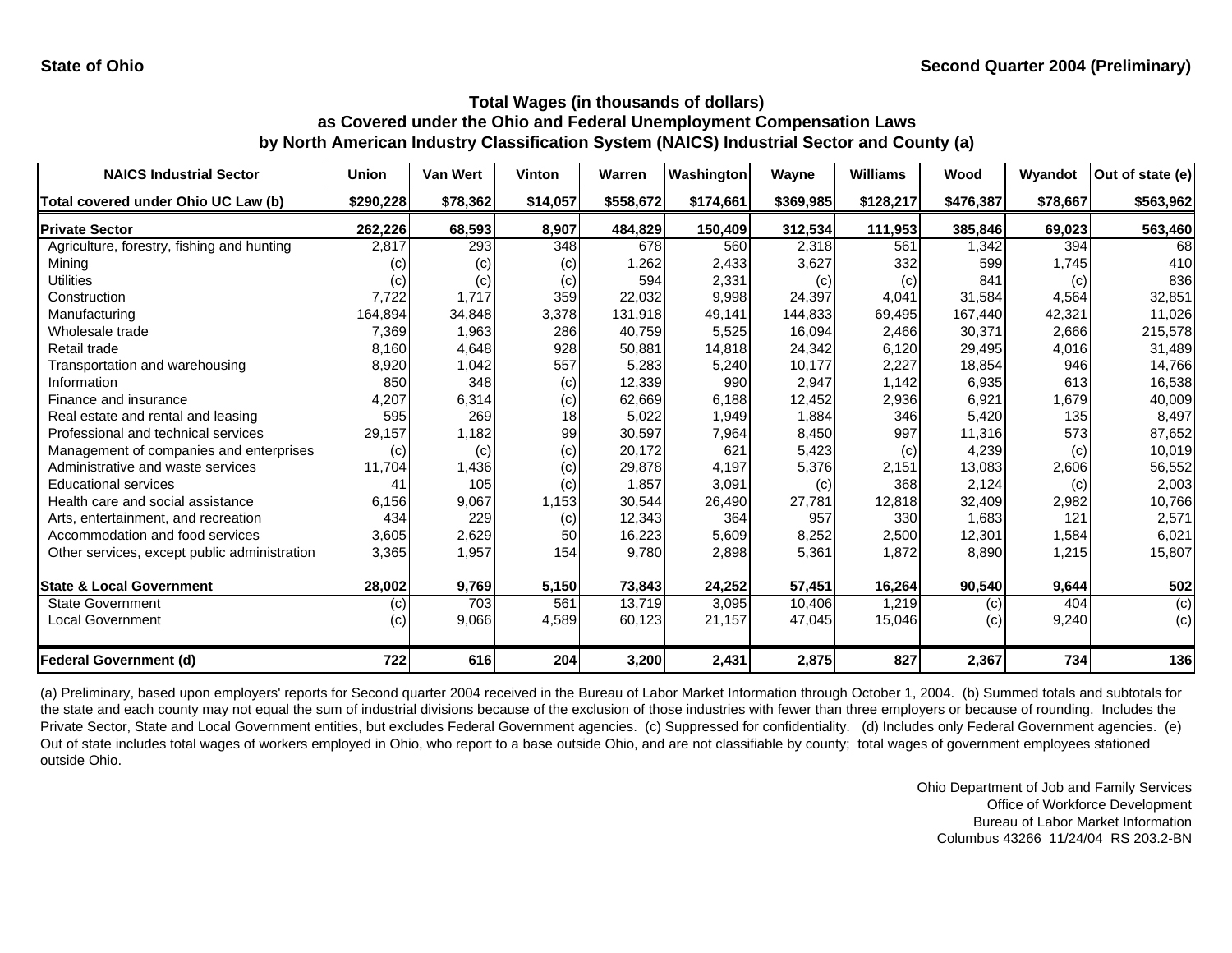State of Ohio

Second Quarter 2004 (Preliminary)

## Total Wages (in thousands of dollars) as Covered under the Ohio and Federal Unemployment Compensation Laws by North American Industry Classification System (NAICS) Industrial Sector and County (a)

| NAICS Industrial Sector | Union | Van Wert | Vinton | Warren | Washington | Wayne | Williams | Wood | Wyandot | Out of state (e) |
|---|---|---|---|---|---|---|---|---|---|---|
| **Total covered under Ohio UC Law (b)** | **$290,228** | **$78,362** | **$14,057** | **$558,672** | **$174,661** | **$369,985** | **$128,217** | **$476,387** | **$78,667** | **$563,962** |
| **Private Sector** | **262,226** | **68,593** | **8,907** | **484,829** | **150,409** | **312,534** | **111,953** | **385,846** | **69,023** | **563,460** |
| Agriculture, forestry, fishing and hunting | 2,817 | 293 | 348 | 678 | 560 | 2,318 | 561 | 1,342 | 394 | 68 |
| Mining | (c) | (c) | (c) | 1,262 | 2,433 | 3,627 | 332 | 599 | 1,745 | 410 |
| Utilities | (c) | (c) | (c) | 594 | 2,331 | (c) | (c) | 841 | (c) | 836 |
| Construction | 7,722 | 1,717 | 359 | 22,032 | 9,998 | 24,397 | 4,041 | 31,584 | 4,564 | 32,851 |
| Manufacturing | 164,894 | 34,848 | 3,378 | 131,918 | 49,141 | 144,833 | 69,495 | 167,440 | 42,321 | 11,026 |
| Wholesale trade | 7,369 | 1,963 | 286 | 40,759 | 5,525 | 16,094 | 2,466 | 30,371 | 2,666 | 215,578 |
| Retail trade | 8,160 | 4,648 | 928 | 50,881 | 14,818 | 24,342 | 6,120 | 29,495 | 4,016 | 31,489 |
| Transportation and warehousing | 8,920 | 1,042 | 557 | 5,283 | 5,240 | 10,177 | 2,227 | 18,854 | 946 | 14,766 |
| Information | 850 | 348 | (c) | 12,339 | 990 | 2,947 | 1,142 | 6,935 | 613 | 16,538 |
| Finance and insurance | 4,207 | 6,314 | (c) | 62,669 | 6,188 | 12,452 | 2,936 | 6,921 | 1,679 | 40,009 |
| Real estate and rental and leasing | 595 | 269 | 18 | 5,022 | 1,949 | 1,884 | 346 | 5,420 | 135 | 8,497 |
| Professional and technical services | 29,157 | 1,182 | 99 | 30,597 | 7,964 | 8,450 | 997 | 11,316 | 573 | 87,652 |
| Management of companies and enterprises | (c) | (c) | (c) | 20,172 | 621 | 5,423 | (c) | 4,239 | (c) | 10,019 |
| Administrative and waste services | 11,704 | 1,436 | (c) | 29,878 | 4,197 | 5,376 | 2,151 | 13,083 | 2,606 | 56,552 |
| Educational services | 41 | 105 | (c) | 1,857 | 3,091 | (c) | 368 | 2,124 | (c) | 2,003 |
| Health care and social assistance | 6,156 | 9,067 | 1,153 | 30,544 | 26,490 | 27,781 | 12,818 | 32,409 | 2,982 | 10,766 |
| Arts, entertainment, and recreation | 434 | 229 | (c) | 12,343 | 364 | 957 | 330 | 1,683 | 121 | 2,571 |
| Accommodation and food services | 3,605 | 2,629 | 50 | 16,223 | 5,609 | 8,252 | 2,500 | 12,301 | 1,584 | 6,021 |
| Other services, except public administration | 3,365 | 1,957 | 154 | 9,780 | 2,898 | 5,361 | 1,872 | 8,890 | 1,215 | 15,807 |
| **State & Local Government** | **28,002** | **9,769** | **5,150** | **73,843** | **24,252** | **57,451** | **16,264** | **90,540** | **9,644** | **502** |
| State Government | (c) | 703 | 561 | 13,719 | 3,095 | 10,406 | 1,219 | (c) | 404 | (c) |
| Local Government | (c) | 9,066 | 4,589 | 60,123 | 21,157 | 47,045 | 15,046 | (c) | 9,240 | (c) |
| **Federal Government (d)** | **722** | **616** | **204** | **3,200** | **2,431** | **2,875** | **827** | **2,367** | **734** | **136** |

(a) Preliminary, based upon employers' reports for Second quarter 2004 received in the Bureau of Labor Market Information through October 1, 2004. (b) Summed totals and subtotals for the state and each county may not equal the sum of industrial divisions because of the exclusion of those industries with fewer than three employers or because of rounding. Includes the Private Sector, State and Local Government entities, but excludes Federal Government agencies. (c) Suppressed for confidentiality. (d) Includes only Federal Government agencies. (e) Out of state includes total wages of workers employed in Ohio, who report to a base outside Ohio, and are not classifiable by county; total wages of government employees stationed outside Ohio.

Ohio Department of Job and Family Services
Office of Workforce Development
Bureau of Labor Market Information
Columbus 43266 11/24/04 RS 203.2-BN